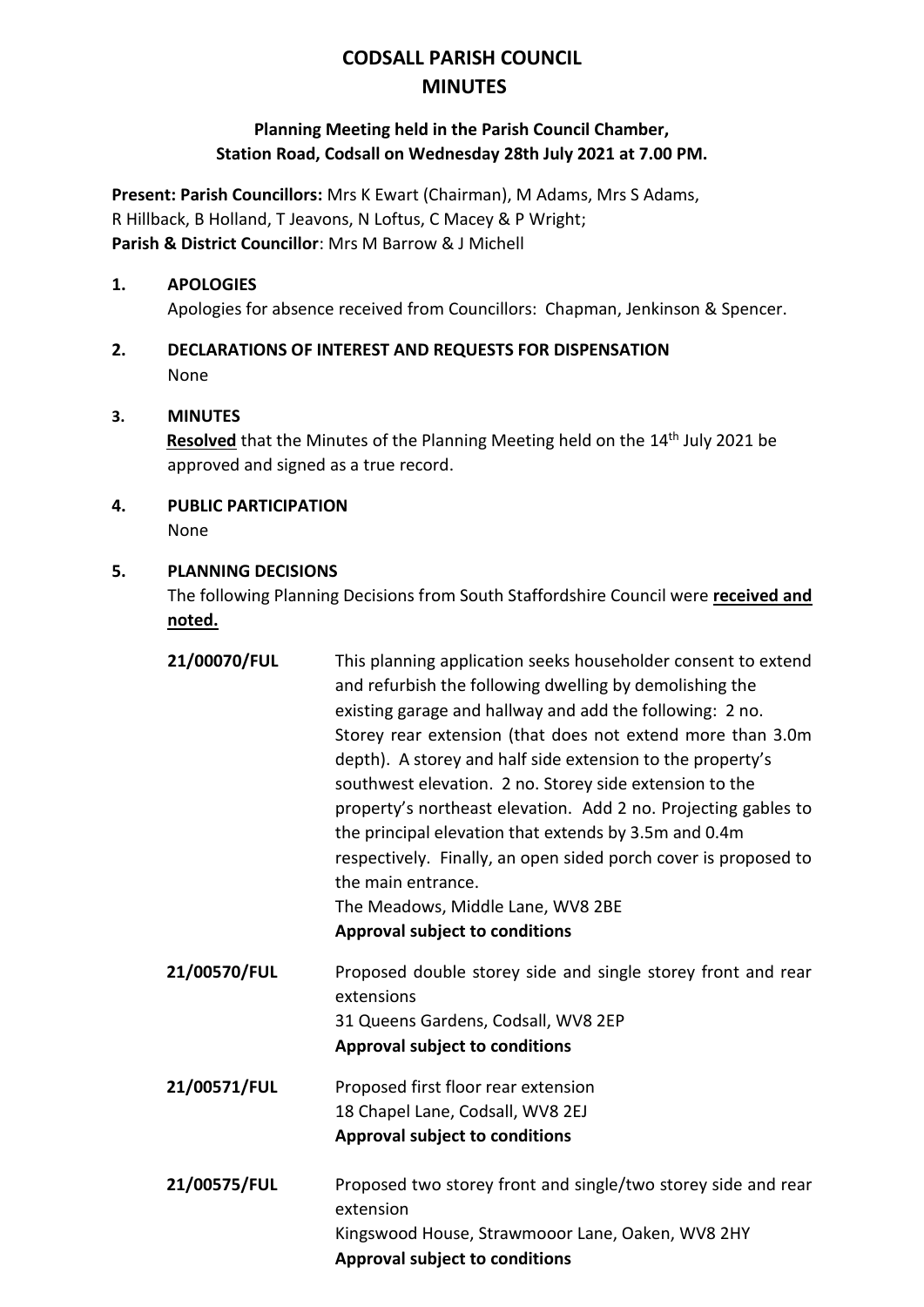# CODSALL PARISH COUNCIL
# MINUTES

### Planning Meeting held in the Parish Council Chamber, Station Road, Codsall on Wednesday 28th July 2021 at 7.00 PM.

**Present: Parish Councillors:** Mrs K Ewart (Chairman), M Adams, Mrs S Adams, R Hillback, B Holland, T Jeavons, N Loftus, C Macey & P Wright;
**Parish & District Councillor**: Mrs M Barrow & J Michell

**1. APOLOGIES**

Apologies for absence received from Councillors: Chapman, Jenkinson & Spencer.

**2. DECLARATIONS OF INTEREST AND REQUESTS FOR DISPENSATION**

None

**3. MINUTES**

**Resolved** that the Minutes of the Planning Meeting held on the 14th July 2021 be approved and signed as a true record.

**4. PUBLIC PARTICIPATION**

None

**5. PLANNING DECISIONS**

The following Planning Decisions from South Staffordshire Council were **received and noted.**

| | |
|---|---|
| **21/00070/FUL** | This planning application seeks householder consent to extend and refurbish the following dwelling by demolishing the existing garage and hallway and add the following: 2 no. Storey rear extension (that does not extend more than 3.0m depth). A storey and half side extension to the property's southwest elevation. 2 no. Storey side extension to the property's northeast elevation. Add 2 no. Projecting gables to the principal elevation that extends by 3.5m and 0.4m respectively. Finally, an open sided porch cover is proposed to the main entrance.<br>The Meadows, Middle Lane, WV8 2BE<br>**Approval subject to conditions** |
| **21/00570/FUL** | Proposed double storey side and single storey front and rear extensions<br>31 Queens Gardens, Codsall, WV8 2EP<br>**Approval subject to conditions** |
| **21/00571/FUL** | Proposed first floor rear extension<br>18 Chapel Lane, Codsall, WV8 2EJ<br>**Approval subject to conditions** |
| **21/00575/FUL** | Proposed two storey front and single/two storey side and rear extension<br>Kingswood House, Strawmooor Lane, Oaken, WV8 2HY<br>**Approval subject to conditions** |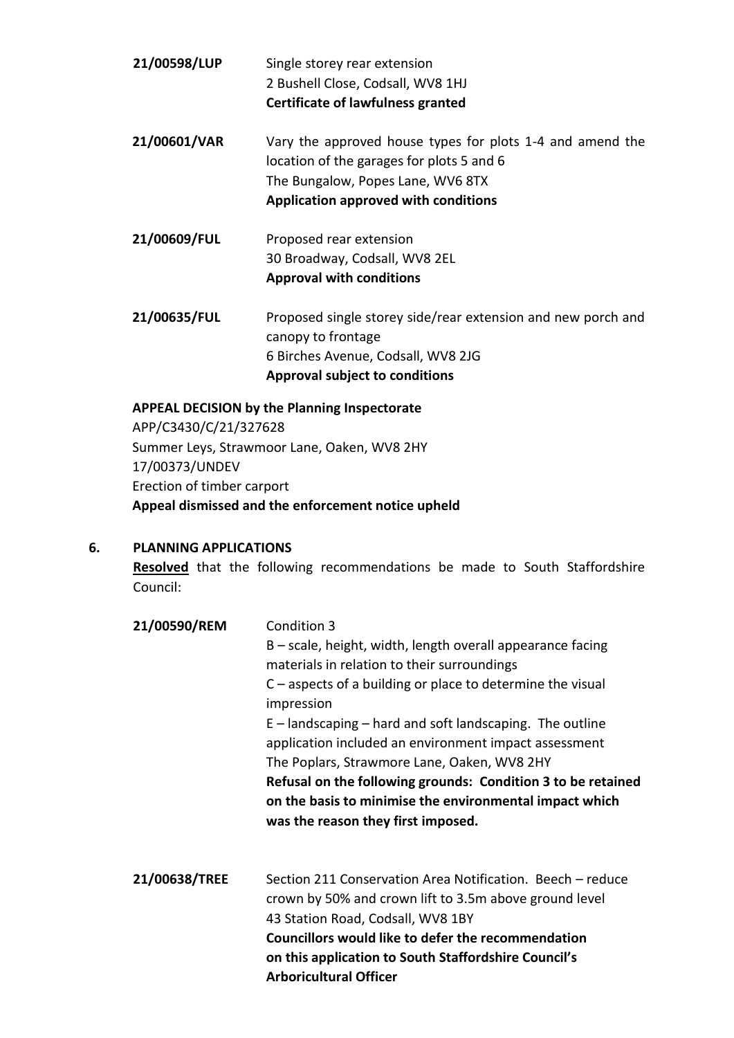**21/00598/LUP** Single storey rear extension
2 Bushell Close, Codsall, WV8 1HJ
**Certificate of lawfulness granted**

**21/00601/VAR** Vary the approved house types for plots 1-4 and amend the location of the garages for plots 5 and 6
The Bungalow, Popes Lane, WV6 8TX
**Application approved with conditions**

**21/00609/FUL** Proposed rear extension
30 Broadway, Codsall, WV8 2EL
**Approval with conditions**

**21/00635/FUL** Proposed single storey side/rear extension and new porch and canopy to frontage
6 Birches Avenue, Codsall, WV8 2JG
**Approval subject to conditions**

**APPEAL DECISION by the Planning Inspectorate**
APP/C3430/C/21/327628
Summer Leys, Strawmoor Lane, Oaken, WV8 2HY
17/00373/UNDEV
Erection of timber carport
**Appeal dismissed and the enforcement notice upheld**

## 6. PLANNING APPLICATIONS

**Resolved** that the following recommendations be made to South Staffordshire Council:

**21/00590/REM** Condition 3
B – scale, height, width, length overall appearance facing materials in relation to their surroundings
C – aspects of a building or place to determine the visual impression
E – landscaping – hard and soft landscaping. The outline application included an environment impact assessment
The Poplars, Strawmore Lane, Oaken, WV8 2HY
**Refusal on the following grounds: Condition 3 to be retained on the basis to minimise the environmental impact which was the reason they first imposed.**

**21/00638/TREE** Section 211 Conservation Area Notification. Beech – reduce crown by 50% and crown lift to 3.5m above ground level
43 Station Road, Codsall, WV8 1BY
**Councillors would like to defer the recommendation on this application to South Staffordshire Council's Arboricultural Officer**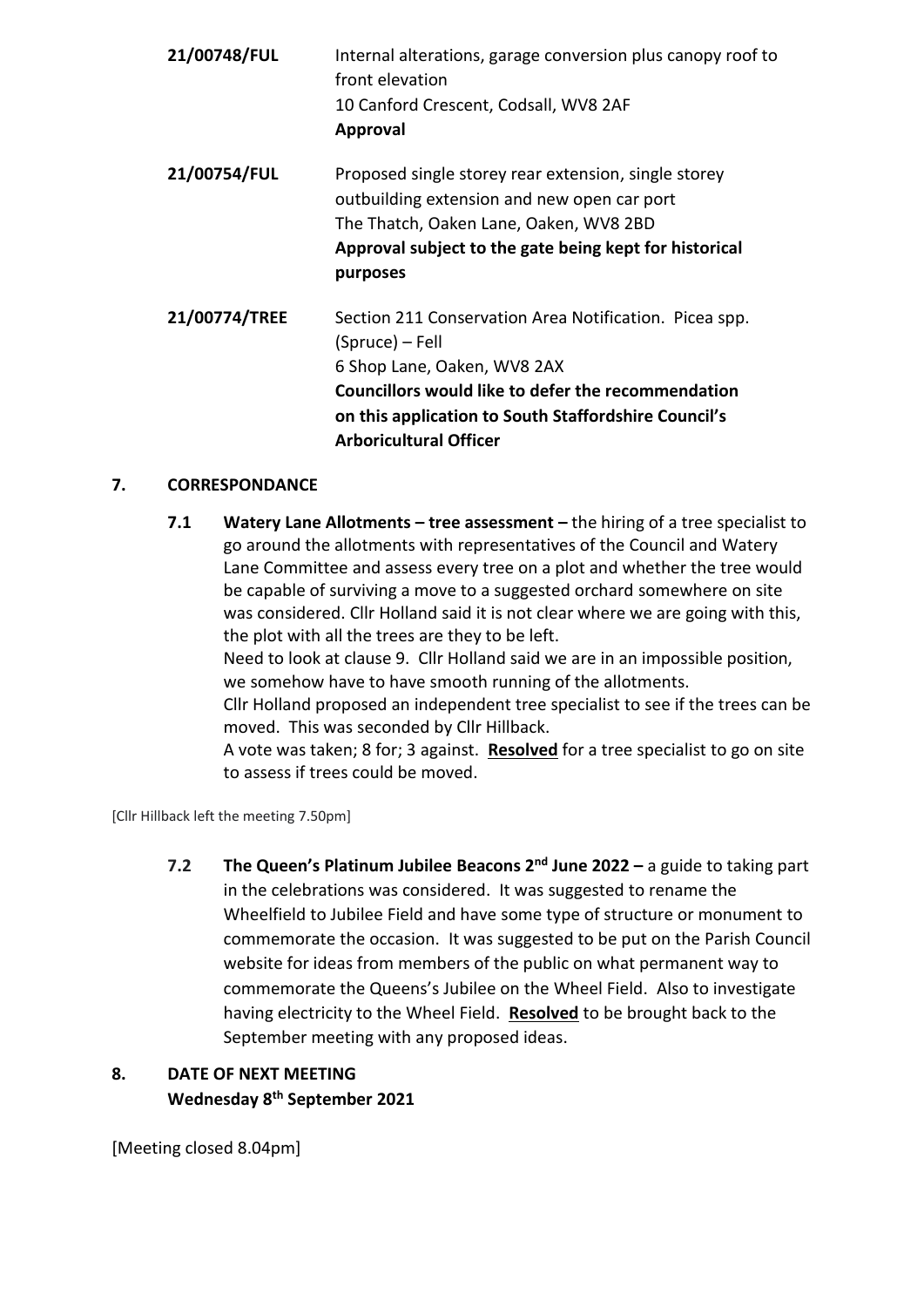**21/00748/FUL** Internal alterations, garage conversion plus canopy roof to front elevation
10 Canford Crescent, Codsall, WV8 2AF
**Approval**

**21/00754/FUL** Proposed single storey rear extension, single storey outbuilding extension and new open car port
The Thatch, Oaken Lane, Oaken, WV8 2BD
**Approval subject to the gate being kept for historical purposes**

**21/00774/TREE** Section 211 Conservation Area Notification. Picea spp. (Spruce) – Fell
6 Shop Lane, Oaken, WV8 2AX
**Councillors would like to defer the recommendation on this application to South Staffordshire Council's Arboricultural Officer**

## 7. CORRESPONDANCE

**7.1 Watery Lane Allotments – tree assessment –** the hiring of a tree specialist to go around the allotments with representatives of the Council and Watery Lane Committee and assess every tree on a plot and whether the tree would be capable of surviving a move to a suggested orchard somewhere on site was considered. Cllr Holland said it is not clear where we are going with this, the plot with all the trees are they to be left.
Need to look at clause 9. Cllr Holland said we are in an impossible position, we somehow have to have smooth running of the allotments.
Cllr Holland proposed an independent tree specialist to see if the trees can be moved. This was seconded by Cllr Hillback.
A vote was taken; 8 for; 3 against. **<u>Resolved</u>** for a tree specialist to go on site to assess if trees could be moved.

[Cllr Hillback left the meeting 7.50pm]

**7.2 The Queen's Platinum Jubilee Beacons 2nd June 2022 –** a guide to taking part in the celebrations was considered. It was suggested to rename the Wheelfield to Jubilee Field and have some type of structure or monument to commemorate the occasion. It was suggested to be put on the Parish Council website for ideas from members of the public on what permanent way to commemorate the Queens's Jubilee on the Wheel Field. Also to investigate having electricity to the Wheel Field. **<u>Resolved</u>** to be brought back to the September meeting with any proposed ideas.

## 8. DATE OF NEXT MEETING
**Wednesday 8th September 2021**

[Meeting closed 8.04pm]